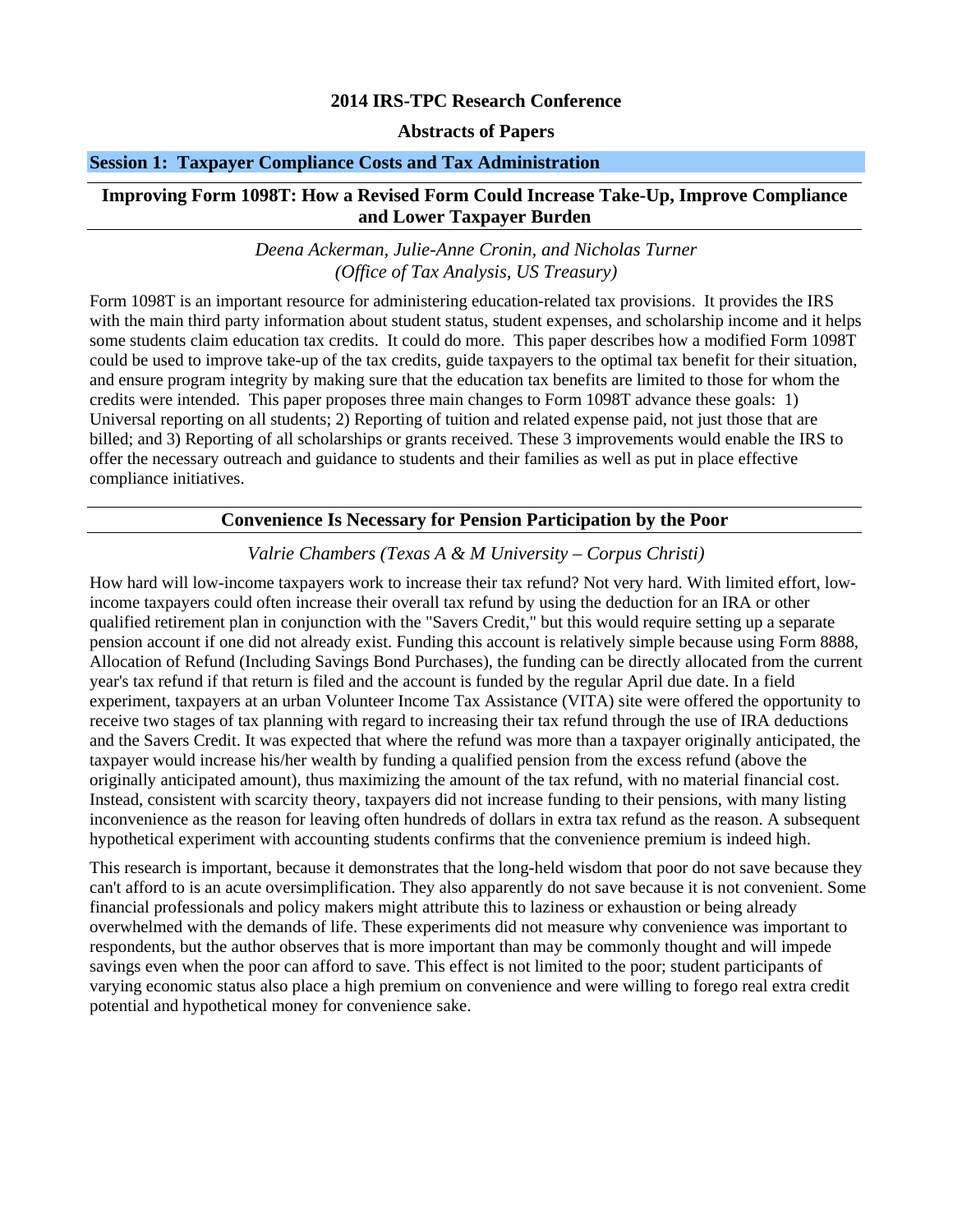# 2014 IRS-TPC Research Conference

## Abstracts of Papers

## Session 1: Taxpayer Compliance Costs and Tax Administration

### Improving Form 1098T: How a Revised Form Could Increase Take-Up, Improve Compliance and Lower Taxpayer Burden

*Deena Ackerman, Julie-Anne Cronin, and Nicholas Turner*
*(Office of Tax Analysis, US Treasury)*

Form 1098T is an important resource for administering education-related tax provisions. It provides the IRS with the main third party information about student status, student expenses, and scholarship income and it helps some students claim education tax credits. It could do more. This paper describes how a modified Form 1098T could be used to improve take-up of the tax credits, guide taxpayers to the optimal tax benefit for their situation, and ensure program integrity by making sure that the education tax benefits are limited to those for whom the credits were intended. This paper proposes three main changes to Form 1098T advance these goals: 1) Universal reporting on all students; 2) Reporting of tuition and related expense paid, not just those that are billed; and 3) Reporting of all scholarships or grants received. These 3 improvements would enable the IRS to offer the necessary outreach and guidance to students and their families as well as put in place effective compliance initiatives.

### Convenience Is Necessary for Pension Participation by the Poor

*Valrie Chambers (Texas A & M University – Corpus Christi)*

How hard will low-income taxpayers work to increase their tax refund? Not very hard. With limited effort, low-income taxpayers could often increase their overall tax refund by using the deduction for an IRA or other qualified retirement plan in conjunction with the "Savers Credit," but this would require setting up a separate pension account if one did not already exist. Funding this account is relatively simple because using Form 8888, Allocation of Refund (Including Savings Bond Purchases), the funding can be directly allocated from the current year's tax refund if that return is filed and the account is funded by the regular April due date. In a field experiment, taxpayers at an urban Volunteer Income Tax Assistance (VITA) site were offered the opportunity to receive two stages of tax planning with regard to increasing their tax refund through the use of IRA deductions and the Savers Credit. It was expected that where the refund was more than a taxpayer originally anticipated, the taxpayer would increase his/her wealth by funding a qualified pension from the excess refund (above the originally anticipated amount), thus maximizing the amount of the tax refund, with no material financial cost. Instead, consistent with scarcity theory, taxpayers did not increase funding to their pensions, with many listing inconvenience as the reason for leaving often hundreds of dollars in extra tax refund as the reason. A subsequent hypothetical experiment with accounting students confirms that the convenience premium is indeed high.

This research is important, because it demonstrates that the long-held wisdom that poor do not save because they can't afford to is an acute oversimplification. They also apparently do not save because it is not convenient. Some financial professionals and policy makers might attribute this to laziness or exhaustion or being already overwhelmed with the demands of life. These experiments did not measure why convenience was important to respondents, but the author observes that is more important than may be commonly thought and will impede savings even when the poor can afford to save. This effect is not limited to the poor; student participants of varying economic status also place a high premium on convenience and were willing to forego real extra credit potential and hypothetical money for convenience sake.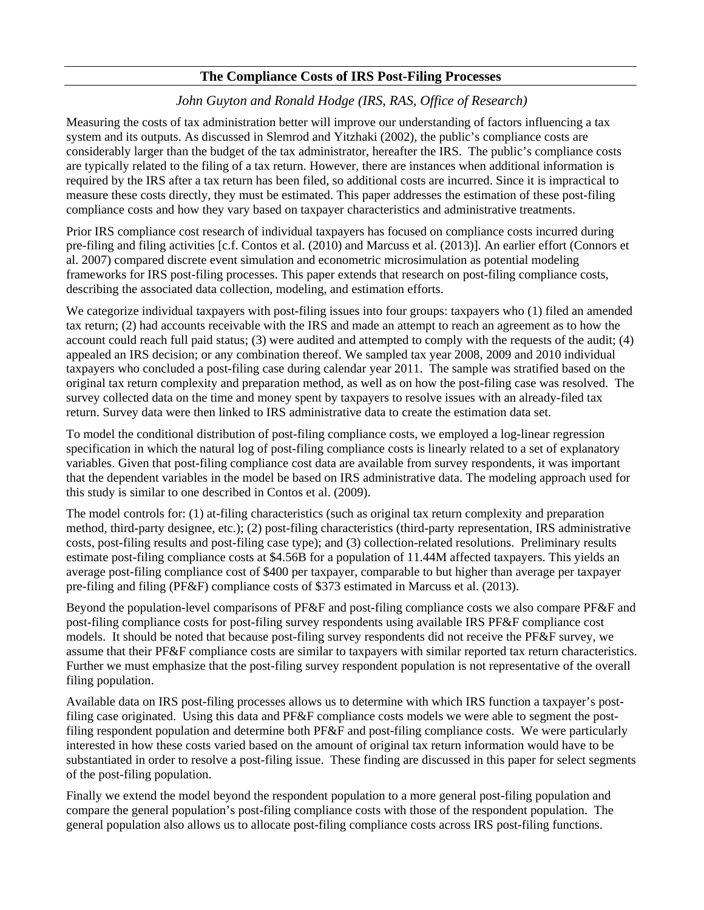## The Compliance Costs of IRS Post-Filing Processes

*John Guyton and Ronald Hodge (IRS, RAS, Office of Research)*

Measuring the costs of tax administration better will improve our understanding of factors influencing a tax system and its outputs. As discussed in Slemrod and Yitzhaki (2002), the public's compliance costs are considerably larger than the budget of the tax administrator, hereafter the IRS. The public's compliance costs are typically related to the filing of a tax return. However, there are instances when additional information is required by the IRS after a tax return has been filed, so additional costs are incurred. Since it is impractical to measure these costs directly, they must be estimated. This paper addresses the estimation of these post-filing compliance costs and how they vary based on taxpayer characteristics and administrative treatments.

Prior IRS compliance cost research of individual taxpayers has focused on compliance costs incurred during pre-filing and filing activities [c.f. Contos et al. (2010) and Marcuss et al. (2013)]. An earlier effort (Connors et al. 2007) compared discrete event simulation and econometric microsimulation as potential modeling frameworks for IRS post-filing processes. This paper extends that research on post-filing compliance costs, describing the associated data collection, modeling, and estimation efforts.

We categorize individual taxpayers with post-filing issues into four groups: taxpayers who (1) filed an amended tax return; (2) had accounts receivable with the IRS and made an attempt to reach an agreement as to how the account could reach full paid status; (3) were audited and attempted to comply with the requests of the audit; (4) appealed an IRS decision; or any combination thereof. We sampled tax year 2008, 2009 and 2010 individual taxpayers who concluded a post-filing case during calendar year 2011. The sample was stratified based on the original tax return complexity and preparation method, as well as on how the post-filing case was resolved. The survey collected data on the time and money spent by taxpayers to resolve issues with an already-filed tax return. Survey data were then linked to IRS administrative data to create the estimation data set.

To model the conditional distribution of post-filing compliance costs, we employed a log-linear regression specification in which the natural log of post-filing compliance costs is linearly related to a set of explanatory variables. Given that post-filing compliance cost data are available from survey respondents, it was important that the dependent variables in the model be based on IRS administrative data. The modeling approach used for this study is similar to one described in Contos et al. (2009).

The model controls for: (1) at-filing characteristics (such as original tax return complexity and preparation method, third-party designee, etc.); (2) post-filing characteristics (third-party representation, IRS administrative costs, post-filing results and post-filing case type); and (3) collection-related resolutions. Preliminary results estimate post-filing compliance costs at \$4.56B for a population of 11.44M affected taxpayers. This yields an average post-filing compliance cost of \$400 per taxpayer, comparable to but higher than average per taxpayer pre-filing and filing (PF&F) compliance costs of \$373 estimated in Marcuss et al. (2013).

Beyond the population-level comparisons of PF&F and post-filing compliance costs we also compare PF&F and post-filing compliance costs for post-filing survey respondents using available IRS PF&F compliance cost models. It should be noted that because post-filing survey respondents did not receive the PF&F survey, we assume that their PF&F compliance costs are similar to taxpayers with similar reported tax return characteristics. Further we must emphasize that the post-filing survey respondent population is not representative of the overall filing population.

Available data on IRS post-filing processes allows us to determine with which IRS function a taxpayer's post-filing case originated. Using this data and PF&F compliance costs models we were able to segment the post-filing respondent population and determine both PF&F and post-filing compliance costs. We were particularly interested in how these costs varied based on the amount of original tax return information would have to be substantiated in order to resolve a post-filing issue. These finding are discussed in this paper for select segments of the post-filing population.

Finally we extend the model beyond the respondent population to a more general post-filing population and compare the general population's post-filing compliance costs with those of the respondent population. The general population also allows us to allocate post-filing compliance costs across IRS post-filing functions.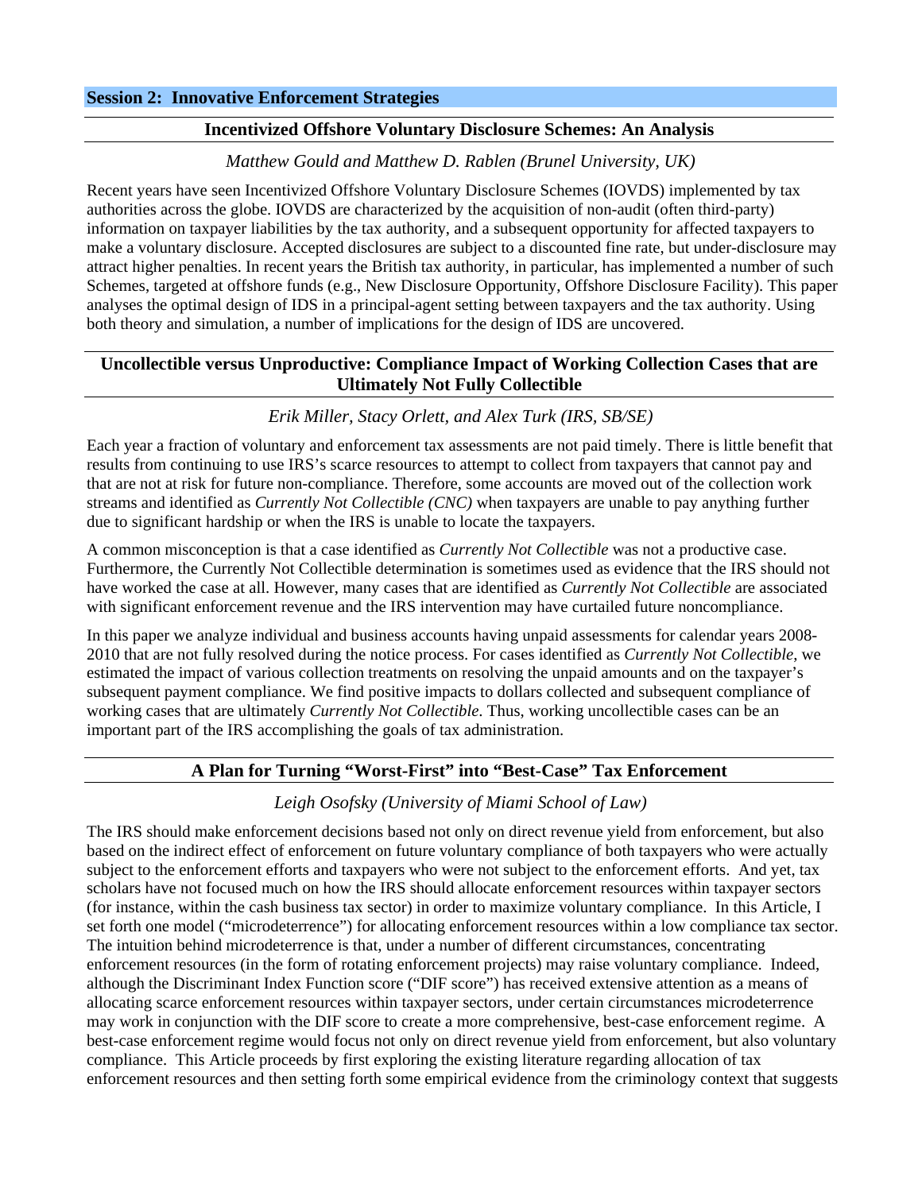## Session 2: Innovative Enforcement Strategies

### Incentivized Offshore Voluntary Disclosure Schemes: An Analysis

*Matthew Gould and Matthew D. Rablen (Brunel University, UK)*

Recent years have seen Incentivized Offshore Voluntary Disclosure Schemes (IOVDS) implemented by tax authorities across the globe. IOVDS are characterized by the acquisition of non-audit (often third-party) information on taxpayer liabilities by the tax authority, and a subsequent opportunity for affected taxpayers to make a voluntary disclosure. Accepted disclosures are subject to a discounted fine rate, but under-disclosure may attract higher penalties. In recent years the British tax authority, in particular, has implemented a number of such Schemes, targeted at offshore funds (e.g., New Disclosure Opportunity, Offshore Disclosure Facility). This paper analyses the optimal design of IDS in a principal-agent setting between taxpayers and the tax authority. Using both theory and simulation, a number of implications for the design of IDS are uncovered.

### Uncollectible versus Unproductive: Compliance Impact of Working Collection Cases that are Ultimately Not Fully Collectible

*Erik Miller, Stacy Orlett, and Alex Turk (IRS, SB/SE)*

Each year a fraction of voluntary and enforcement tax assessments are not paid timely. There is little benefit that results from continuing to use IRS's scarce resources to attempt to collect from taxpayers that cannot pay and that are not at risk for future non-compliance. Therefore, some accounts are moved out of the collection work streams and identified as *Currently Not Collectible (CNC)* when taxpayers are unable to pay anything further due to significant hardship or when the IRS is unable to locate the taxpayers.

A common misconception is that a case identified as *Currently Not Collectible* was not a productive case. Furthermore, the Currently Not Collectible determination is sometimes used as evidence that the IRS should not have worked the case at all. However, many cases that are identified as *Currently Not Collectible* are associated with significant enforcement revenue and the IRS intervention may have curtailed future noncompliance.

In this paper we analyze individual and business accounts having unpaid assessments for calendar years 2008-2010 that are not fully resolved during the notice process. For cases identified as *Currently Not Collectible*, we estimated the impact of various collection treatments on resolving the unpaid amounts and on the taxpayer's subsequent payment compliance. We find positive impacts to dollars collected and subsequent compliance of working cases that are ultimately *Currently Not Collectible*. Thus, working uncollectible cases can be an important part of the IRS accomplishing the goals of tax administration.

### A Plan for Turning "Worst-First" into "Best-Case" Tax Enforcement

*Leigh Osofsky (University of Miami School of Law)*

The IRS should make enforcement decisions based not only on direct revenue yield from enforcement, but also based on the indirect effect of enforcement on future voluntary compliance of both taxpayers who were actually subject to the enforcement efforts and taxpayers who were not subject to the enforcement efforts. And yet, tax scholars have not focused much on how the IRS should allocate enforcement resources within taxpayer sectors (for instance, within the cash business tax sector) in order to maximize voluntary compliance. In this Article, I set forth one model ("microdeterrence") for allocating enforcement resources within a low compliance tax sector. The intuition behind microdeterrence is that, under a number of different circumstances, concentrating enforcement resources (in the form of rotating enforcement projects) may raise voluntary compliance. Indeed, although the Discriminant Index Function score ("DIF score") has received extensive attention as a means of allocating scarce enforcement resources within taxpayer sectors, under certain circumstances microdeterrence may work in conjunction with the DIF score to create a more comprehensive, best-case enforcement regime. A best-case enforcement regime would focus not only on direct revenue yield from enforcement, but also voluntary compliance. This Article proceeds by first exploring the existing literature regarding allocation of tax enforcement resources and then setting forth some empirical evidence from the criminology context that suggests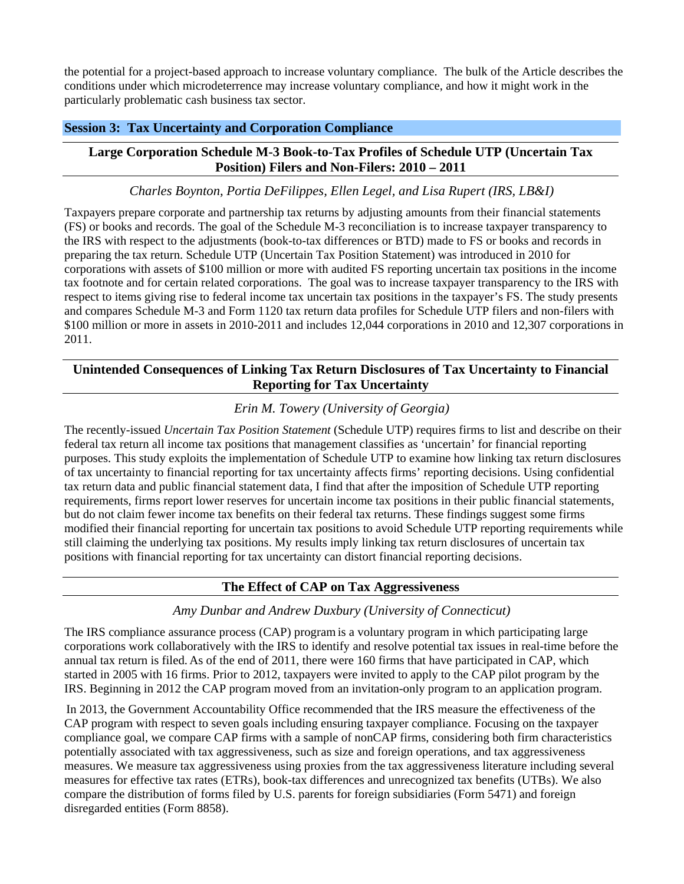the potential for a project-based approach to increase voluntary compliance. The bulk of the Article describes the conditions under which microdeterrence may increase voluntary compliance, and how it might work in the particularly problematic cash business tax sector.

## Session 3: Tax Uncertainty and Corporation Compliance

### Large Corporation Schedule M-3 Book-to-Tax Profiles of Schedule UTP (Uncertain Tax Position) Filers and Non-Filers: 2010 – 2011

*Charles Boynton, Portia DeFilippes, Ellen Legel, and Lisa Rupert (IRS, LB&I)*

Taxpayers prepare corporate and partnership tax returns by adjusting amounts from their financial statements (FS) or books and records. The goal of the Schedule M-3 reconciliation is to increase taxpayer transparency to the IRS with respect to the adjustments (book-to-tax differences or BTD) made to FS or books and records in preparing the tax return. Schedule UTP (Uncertain Tax Position Statement) was introduced in 2010 for corporations with assets of $100 million or more with audited FS reporting uncertain tax positions in the income tax footnote and for certain related corporations. The goal was to increase taxpayer transparency to the IRS with respect to items giving rise to federal income tax uncertain tax positions in the taxpayer's FS. The study presents and compares Schedule M-3 and Form 1120 tax return data profiles for Schedule UTP filers and non-filers with $100 million or more in assets in 2010-2011 and includes 12,044 corporations in 2010 and 12,307 corporations in 2011.

### Unintended Consequences of Linking Tax Return Disclosures of Tax Uncertainty to Financial Reporting for Tax Uncertainty

*Erin M. Towery (University of Georgia)*

The recently-issued *Uncertain Tax Position Statement* (Schedule UTP) requires firms to list and describe on their federal tax return all income tax positions that management classifies as 'uncertain' for financial reporting purposes. This study exploits the implementation of Schedule UTP to examine how linking tax return disclosures of tax uncertainty to financial reporting for tax uncertainty affects firms' reporting decisions. Using confidential tax return data and public financial statement data, I find that after the imposition of Schedule UTP reporting requirements, firms report lower reserves for uncertain income tax positions in their public financial statements, but do not claim fewer income tax benefits on their federal tax returns. These findings suggest some firms modified their financial reporting for uncertain tax positions to avoid Schedule UTP reporting requirements while still claiming the underlying tax positions. My results imply linking tax return disclosures of uncertain tax positions with financial reporting for tax uncertainty can distort financial reporting decisions.

### The Effect of CAP on Tax Aggressiveness

*Amy Dunbar and Andrew Duxbury (University of Connecticut)*

The IRS compliance assurance process (CAP) program is a voluntary program in which participating large corporations work collaboratively with the IRS to identify and resolve potential tax issues in real-time before the annual tax return is filed. As of the end of 2011, there were 160 firms that have participated in CAP, which started in 2005 with 16 firms. Prior to 2012, taxpayers were invited to apply to the CAP pilot program by the IRS. Beginning in 2012 the CAP program moved from an invitation-only program to an application program.

In 2013, the Government Accountability Office recommended that the IRS measure the effectiveness of the CAP program with respect to seven goals including ensuring taxpayer compliance. Focusing on the taxpayer compliance goal, we compare CAP firms with a sample of nonCAP firms, considering both firm characteristics potentially associated with tax aggressiveness, such as size and foreign operations, and tax aggressiveness measures. We measure tax aggressiveness using proxies from the tax aggressiveness literature including several measures for effective tax rates (ETRs), book-tax differences and unrecognized tax benefits (UTBs). We also compare the distribution of forms filed by U.S. parents for foreign subsidiaries (Form 5471) and foreign disregarded entities (Form 8858).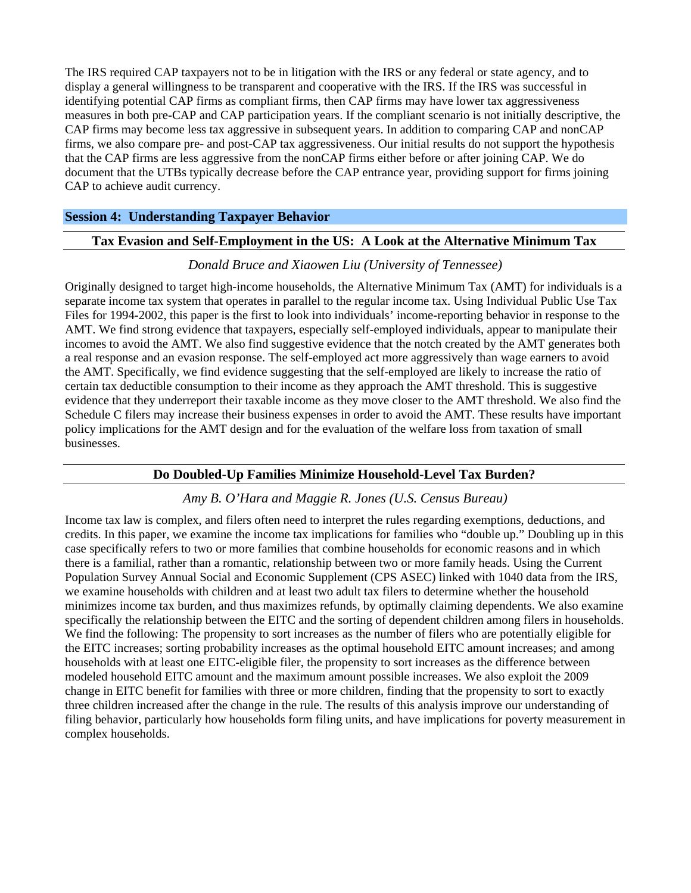The IRS required CAP taxpayers not to be in litigation with the IRS or any federal or state agency, and to display a general willingness to be transparent and cooperative with the IRS. If the IRS was successful in identifying potential CAP firms as compliant firms, then CAP firms may have lower tax aggressiveness measures in both pre-CAP and CAP participation years. If the compliant scenario is not initially descriptive, the CAP firms may become less tax aggressive in subsequent years. In addition to comparing CAP and nonCAP firms, we also compare pre- and post-CAP tax aggressiveness. Our initial results do not support the hypothesis that the CAP firms are less aggressive from the nonCAP firms either before or after joining CAP. We do document that the UTBs typically decrease before the CAP entrance year, providing support for firms joining CAP to achieve audit currency.

## Session 4: Understanding Taxpayer Behavior

### Tax Evasion and Self-Employment in the US: A Look at the Alternative Minimum Tax

*Donald Bruce and Xiaowen Liu (University of Tennessee)*

Originally designed to target high-income households, the Alternative Minimum Tax (AMT) for individuals is a separate income tax system that operates in parallel to the regular income tax. Using Individual Public Use Tax Files for 1994-2002, this paper is the first to look into individuals' income-reporting behavior in response to the AMT. We find strong evidence that taxpayers, especially self-employed individuals, appear to manipulate their incomes to avoid the AMT. We also find suggestive evidence that the notch created by the AMT generates both a real response and an evasion response. The self-employed act more aggressively than wage earners to avoid the AMT. Specifically, we find evidence suggesting that the self-employed are likely to increase the ratio of certain tax deductible consumption to their income as they approach the AMT threshold. This is suggestive evidence that they underreport their taxable income as they move closer to the AMT threshold. We also find the Schedule C filers may increase their business expenses in order to avoid the AMT. These results have important policy implications for the AMT design and for the evaluation of the welfare loss from taxation of small businesses.

### Do Doubled-Up Families Minimize Household-Level Tax Burden?

*Amy B. O'Hara and Maggie R. Jones (U.S. Census Bureau)*

Income tax law is complex, and filers often need to interpret the rules regarding exemptions, deductions, and credits. In this paper, we examine the income tax implications for families who "double up." Doubling up in this case specifically refers to two or more families that combine households for economic reasons and in which there is a familial, rather than a romantic, relationship between two or more family heads. Using the Current Population Survey Annual Social and Economic Supplement (CPS ASEC) linked with 1040 data from the IRS, we examine households with children and at least two adult tax filers to determine whether the household minimizes income tax burden, and thus maximizes refunds, by optimally claiming dependents. We also examine specifically the relationship between the EITC and the sorting of dependent children among filers in households. We find the following: The propensity to sort increases as the number of filers who are potentially eligible for the EITC increases; sorting probability increases as the optimal household EITC amount increases; and among households with at least one EITC-eligible filer, the propensity to sort increases as the difference between modeled household EITC amount and the maximum amount possible increases. We also exploit the 2009 change in EITC benefit for families with three or more children, finding that the propensity to sort to exactly three children increased after the change in the rule. The results of this analysis improve our understanding of filing behavior, particularly how households form filing units, and have implications for poverty measurement in complex households.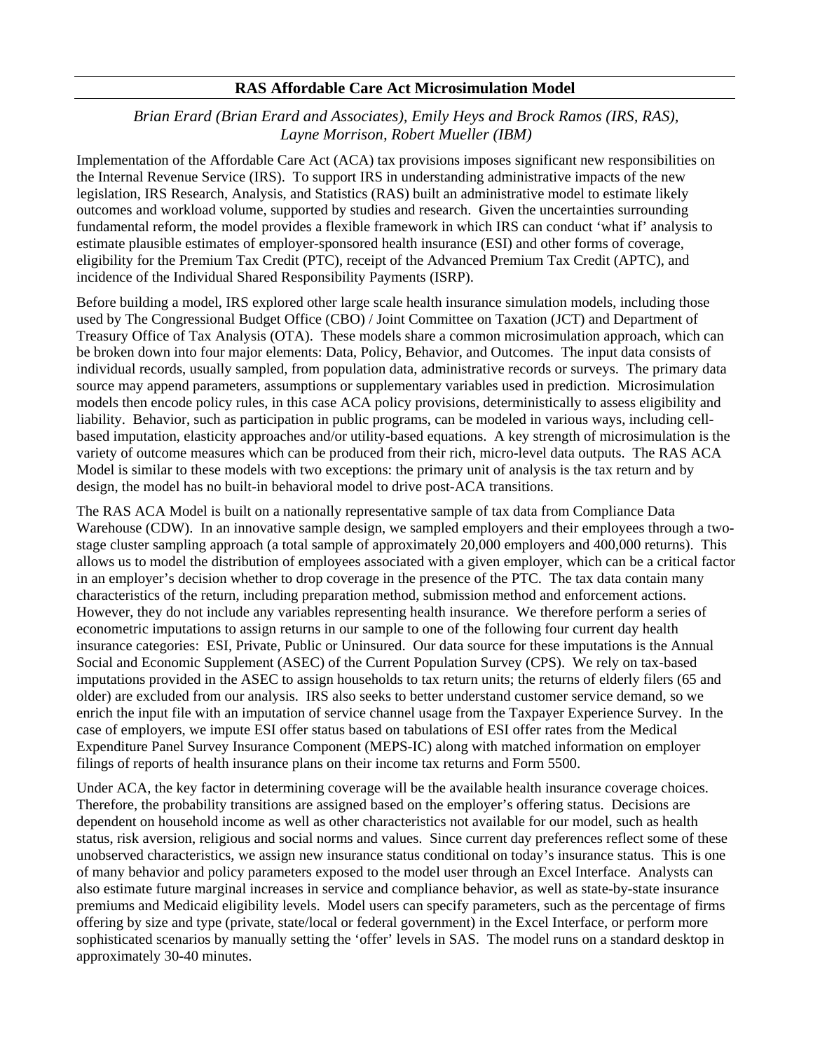## RAS Affordable Care Act Microsimulation Model

*Brian Erard (Brian Erard and Associates), Emily Heys and Brock Ramos (IRS, RAS), Layne Morrison, Robert Mueller (IBM)*

Implementation of the Affordable Care Act (ACA) tax provisions imposes significant new responsibilities on the Internal Revenue Service (IRS). To support IRS in understanding administrative impacts of the new legislation, IRS Research, Analysis, and Statistics (RAS) built an administrative model to estimate likely outcomes and workload volume, supported by studies and research. Given the uncertainties surrounding fundamental reform, the model provides a flexible framework in which IRS can conduct 'what if' analysis to estimate plausible estimates of employer-sponsored health insurance (ESI) and other forms of coverage, eligibility for the Premium Tax Credit (PTC), receipt of the Advanced Premium Tax Credit (APTC), and incidence of the Individual Shared Responsibility Payments (ISRP).

Before building a model, IRS explored other large scale health insurance simulation models, including those used by The Congressional Budget Office (CBO) / Joint Committee on Taxation (JCT) and Department of Treasury Office of Tax Analysis (OTA). These models share a common microsimulation approach, which can be broken down into four major elements: Data, Policy, Behavior, and Outcomes. The input data consists of individual records, usually sampled, from population data, administrative records or surveys. The primary data source may append parameters, assumptions or supplementary variables used in prediction. Microsimulation models then encode policy rules, in this case ACA policy provisions, deterministically to assess eligibility and liability. Behavior, such as participation in public programs, can be modeled in various ways, including cell-based imputation, elasticity approaches and/or utility-based equations. A key strength of microsimulation is the variety of outcome measures which can be produced from their rich, micro-level data outputs. The RAS ACA Model is similar to these models with two exceptions: the primary unit of analysis is the tax return and by design, the model has no built-in behavioral model to drive post-ACA transitions.

The RAS ACA Model is built on a nationally representative sample of tax data from Compliance Data Warehouse (CDW). In an innovative sample design, we sampled employers and their employees through a two-stage cluster sampling approach (a total sample of approximately 20,000 employers and 400,000 returns). This allows us to model the distribution of employees associated with a given employer, which can be a critical factor in an employer's decision whether to drop coverage in the presence of the PTC. The tax data contain many characteristics of the return, including preparation method, submission method and enforcement actions. However, they do not include any variables representing health insurance. We therefore perform a series of econometric imputations to assign returns in our sample to one of the following four current day health insurance categories: ESI, Private, Public or Uninsured. Our data source for these imputations is the Annual Social and Economic Supplement (ASEC) of the Current Population Survey (CPS). We rely on tax-based imputations provided in the ASEC to assign households to tax return units; the returns of elderly filers (65 and older) are excluded from our analysis. IRS also seeks to better understand customer service demand, so we enrich the input file with an imputation of service channel usage from the Taxpayer Experience Survey. In the case of employers, we impute ESI offer status based on tabulations of ESI offer rates from the Medical Expenditure Panel Survey Insurance Component (MEPS-IC) along with matched information on employer filings of reports of health insurance plans on their income tax returns and Form 5500.

Under ACA, the key factor in determining coverage will be the available health insurance coverage choices. Therefore, the probability transitions are assigned based on the employer's offering status. Decisions are dependent on household income as well as other characteristics not available for our model, such as health status, risk aversion, religious and social norms and values. Since current day preferences reflect some of these unobserved characteristics, we assign new insurance status conditional on today's insurance status. This is one of many behavior and policy parameters exposed to the model user through an Excel Interface. Analysts can also estimate future marginal increases in service and compliance behavior, as well as state-by-state insurance premiums and Medicaid eligibility levels. Model users can specify parameters, such as the percentage of firms offering by size and type (private, state/local or federal government) in the Excel Interface, or perform more sophisticated scenarios by manually setting the 'offer' levels in SAS. The model runs on a standard desktop in approximately 30-40 minutes.